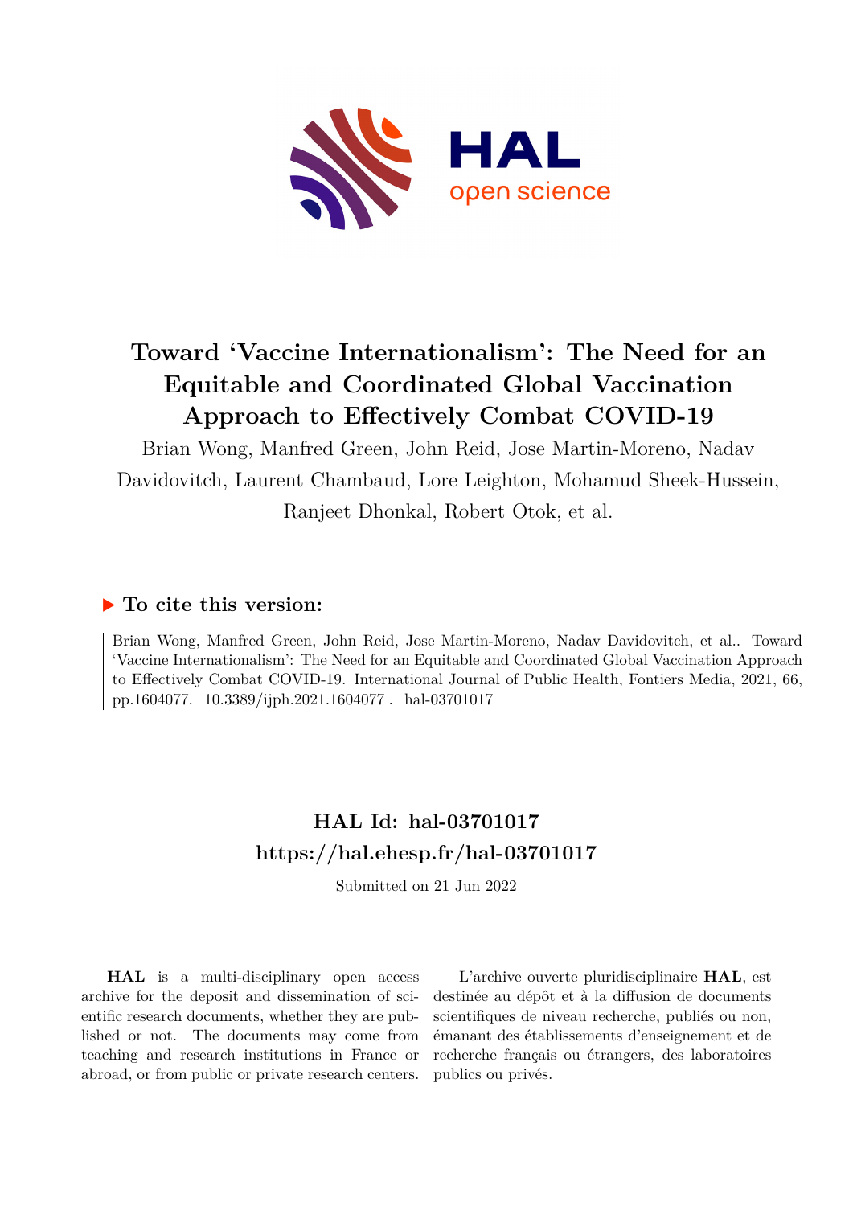# Toward 'Vaccine Internationalism': The Need for an Equitable and Coordinated Global Vaccination Approach to Effectively Combat COVID-19

Brian Wong, Manfred Green, John Reid, Jose Martin-Moreno, Nadav Davidovitch, Laurent Chambaud, Lore Leighton, Mohamud Sheek-Hussein, Ranjeet Dhonkal, Robert Otok, et al.

## ▶ To cite this version:

Brian Wong, Manfred Green, John Reid, Jose Martin-Moreno, Nadav Davidovitch, et al.. Toward 'Vaccine Internationalism': The Need for an Equitable and Coordinated Global Vaccination Approach to Effectively Combat COVID-19. International Journal of Public Health, Fontiers Media, 2021, 66, pp.1604077. 10.3389/ijph.2021.1604077 . hal-03701017

## HAL Id: hal-03701017
## https://hal.ehesp.fr/hal-03701017

Submitted on 21 Jun 2022

**HAL** is a multi-disciplinary open access archive for the deposit and dissemination of scientific research documents, whether they are published or not. The documents may come from teaching and research institutions in France or abroad, or from public or private research centers.

L'archive ouverte pluridisciplinaire **HAL**, est destinée au dépôt et à la diffusion de documents scientifiques de niveau recherche, publiés ou non, émanant des établissements d'enseignement et de recherche français ou étrangers, des laboratoires publics ou privés.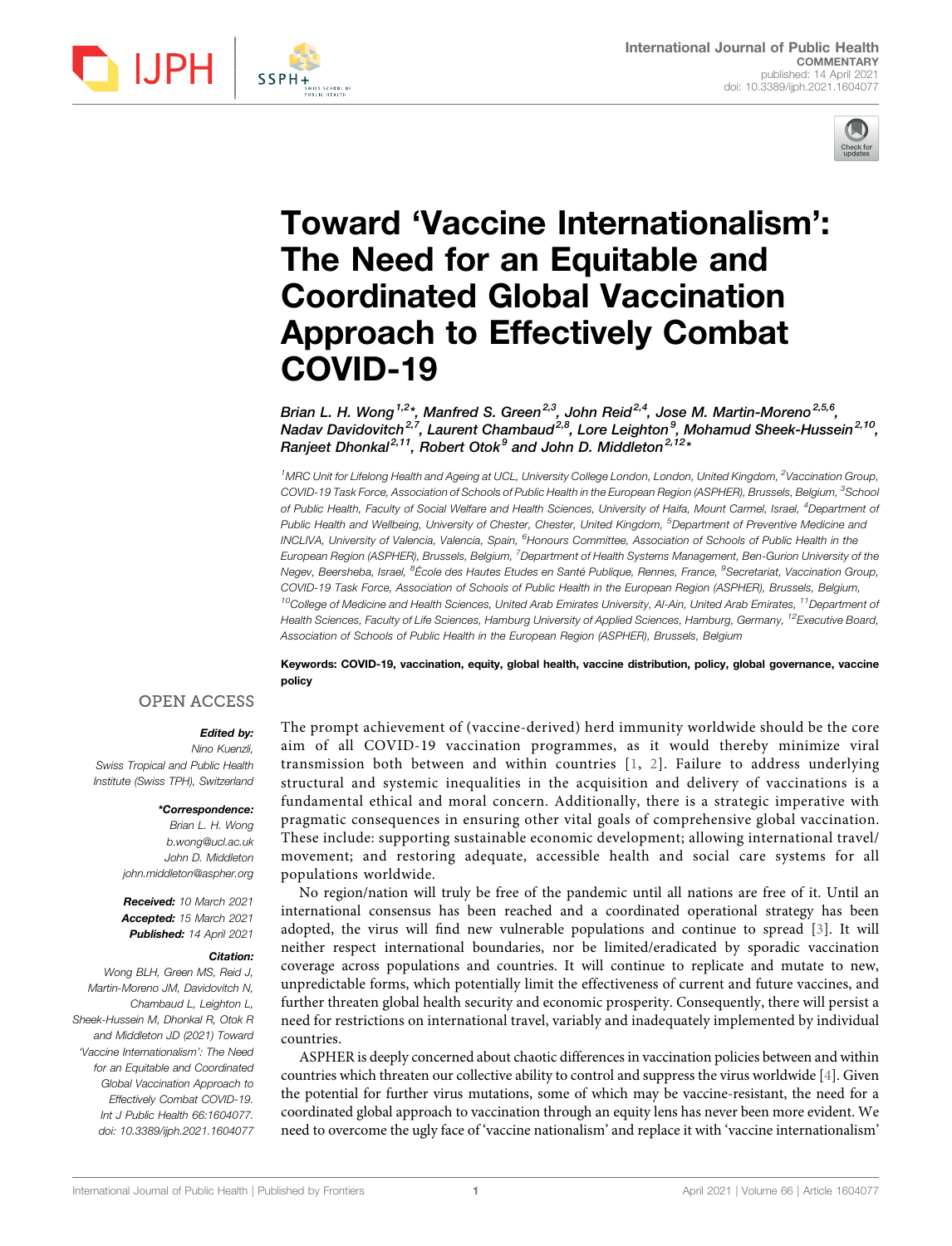# Toward 'Vaccine Internationalism': The Need for an Equitable and Coordinated Global Vaccination Approach to Effectively Combat COVID-19

Brian L. H. Wong[1,2]*, Manfred S. Green[2,3], John Reid[2,4], Jose M. Martin-Moreno[2,5,6], Nadav Davidovitch[2,7], Laurent Chambaud[2,8], Lore Leighton[9], Mohamud Sheek-Hussein[2,10], Ranjeet Dhonkal[2,11], Robert Otok[9] and John D. Middleton[2,12]*

[1]MRC Unit for Lifelong Health and Ageing at UCL, University College London, London, United Kingdom, [2]Vaccination Group, COVID-19 Task Force, Association of Schools of Public Health in the European Region (ASPHER), Brussels, Belgium, [3]School of Public Health, Faculty of Social Welfare and Health Sciences, University of Haifa, Mount Carmel, Israel, [4]Department of Public Health and Wellbeing, University of Chester, Chester, United Kingdom, [5]Department of Preventive Medicine and INCLIVA, University of Valencia, Valencia, Spain, [6]Honours Committee, Association of Schools of Public Health in the European Region (ASPHER), Brussels, Belgium, [7]Department of Health Systems Management, Ben-Gurion University of the Negev, Beersheba, Israel, [8]École des Hautes Etudes en Santé Publique, Rennes, France, [9]Secretariat, Vaccination Group, COVID-19 Task Force, Association of Schools of Public Health in the European Region (ASPHER), Brussels, Belgium, [10]College of Medicine and Health Sciences, United Arab Emirates University, Al-Ain, United Arab Emirates, [11]Department of Health Sciences, Faculty of Life Sciences, Hamburg University of Applied Sciences, Hamburg, Germany, [12]Executive Board, Association of Schools of Public Health in the European Region (ASPHER), Brussels, Belgium

**Keywords: COVID-19, vaccination, equity, global health, vaccine distribution, policy, global governance, vaccine policy**

OPEN ACCESS

***Edited by:***
*Nino Kuenzli, Swiss Tropical and Public Health Institute (Swiss TPH), Switzerland*

***\*Correspondence:***
*Brian L. H. Wong*
*b.wong@ucl.ac.uk*
*John D. Middleton*
*john.middleton@aspher.org*

***Received:*** *10 March 2021*
***Accepted:*** *15 March 2021*
***Published:*** *14 April 2021*

***Citation:***
*Wong BLH, Green MS, Reid J, Martin-Moreno JM, Davidovitch N, Chambaud L, Leighton L, Sheek-Hussein M, Dhonkal R, Otok R and Middleton JD (2021) Toward 'Vaccine Internationalism': The Need for an Equitable and Coordinated Global Vaccination Approach to Effectively Combat COVID-19. Int J Public Health 66:1604077. doi: 10.3389/ijph.2021.1604077*

The prompt achievement of (vaccine-derived) herd immunity worldwide should be the core aim of all COVID-19 vaccination programmes, as it would thereby minimize viral transmission both between and within countries [1, 2]. Failure to address underlying structural and systemic inequalities in the acquisition and delivery of vaccinations is a fundamental ethical and moral concern. Additionally, there is a strategic imperative with pragmatic consequences in ensuring other vital goals of comprehensive global vaccination. These include: supporting sustainable economic development; allowing international travel/movement; and restoring adequate, accessible health and social care systems for all populations worldwide.

No region/nation will truly be free of the pandemic until all nations are free of it. Until an international consensus has been reached and a coordinated operational strategy has been adopted, the virus will find new vulnerable populations and continue to spread [3]. It will neither respect international boundaries, nor be limited/eradicated by sporadic vaccination coverage across populations and countries. It will continue to replicate and mutate to new, unpredictable forms, which potentially limit the effectiveness of current and future vaccines, and further threaten global health security and economic prosperity. Consequently, there will persist a need for restrictions on international travel, variably and inadequately implemented by individual countries.

ASPHER is deeply concerned about chaotic differences in vaccination policies between and within countries which threaten our collective ability to control and suppress the virus worldwide [4]. Given the potential for further virus mutations, some of which may be vaccine-resistant, the need for a coordinated global approach to vaccination through an equity lens has never been more evident. We need to overcome the ugly face of 'vaccine nationalism' and replace it with 'vaccine internationalism'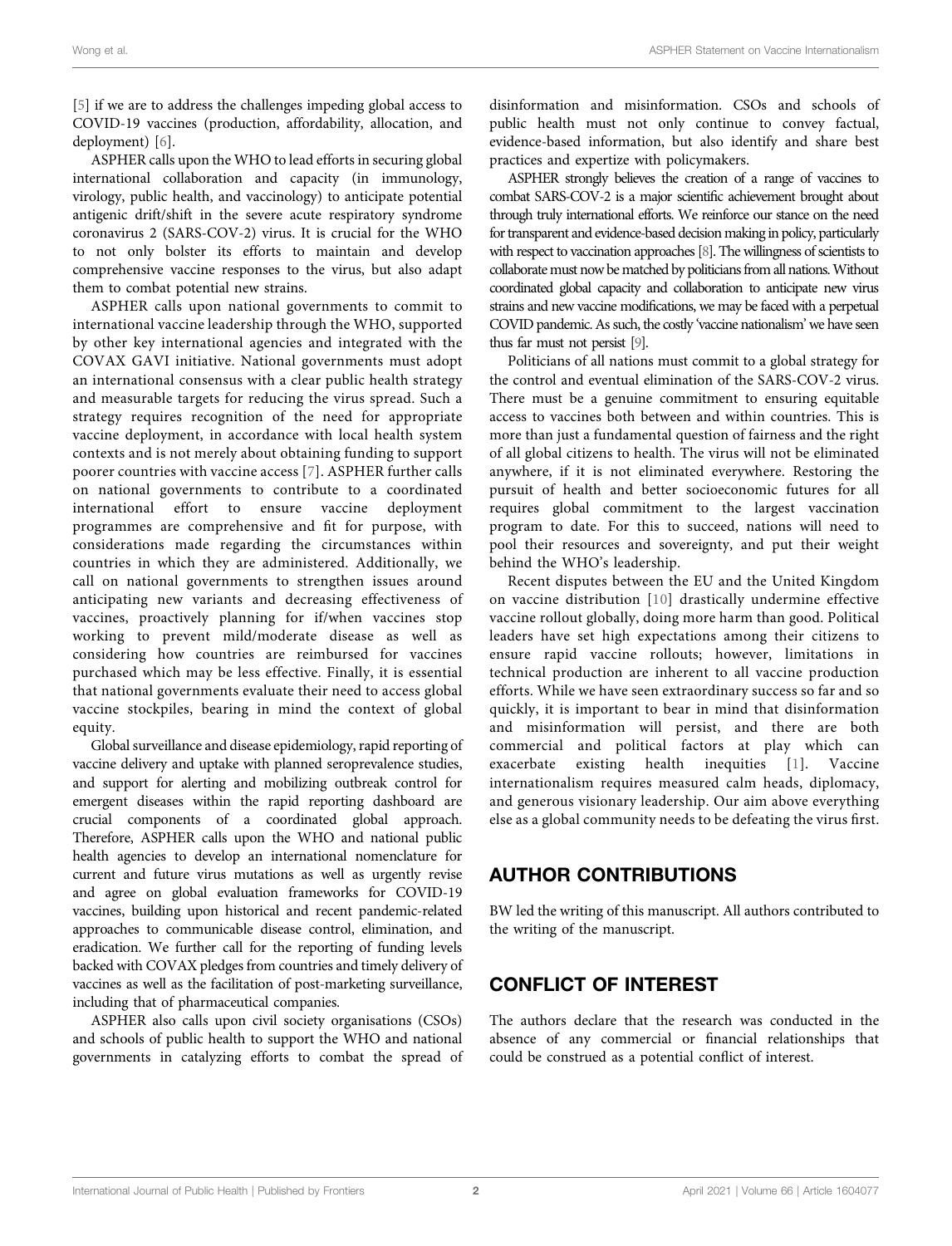[5] if we are to address the challenges impeding global access to COVID-19 vaccines (production, affordability, allocation, and deployment) [6].

ASPHER calls upon the WHO to lead efforts in securing global international collaboration and capacity (in immunology, virology, public health, and vaccinology) to anticipate potential antigenic drift/shift in the severe acute respiratory syndrome coronavirus 2 (SARS-COV-2) virus. It is crucial for the WHO to not only bolster its efforts to maintain and develop comprehensive vaccine responses to the virus, but also adapt them to combat potential new strains.

ASPHER calls upon national governments to commit to international vaccine leadership through the WHO, supported by other key international agencies and integrated with the COVAX GAVI initiative. National governments must adopt an international consensus with a clear public health strategy and measurable targets for reducing the virus spread. Such a strategy requires recognition of the need for appropriate vaccine deployment, in accordance with local health system contexts and is not merely about obtaining funding to support poorer countries with vaccine access [7]. ASPHER further calls on national governments to contribute to a coordinated international effort to ensure vaccine deployment programmes are comprehensive and fit for purpose, with considerations made regarding the circumstances within countries in which they are administered. Additionally, we call on national governments to strengthen issues around anticipating new variants and decreasing effectiveness of vaccines, proactively planning for if/when vaccines stop working to prevent mild/moderate disease as well as considering how countries are reimbursed for vaccines purchased which may be less effective. Finally, it is essential that national governments evaluate their need to access global vaccine stockpiles, bearing in mind the context of global equity.

Global surveillance and disease epidemiology, rapid reporting of vaccine delivery and uptake with planned seroprevalence studies, and support for alerting and mobilizing outbreak control for emergent diseases within the rapid reporting dashboard are crucial components of a coordinated global approach. Therefore, ASPHER calls upon the WHO and national public health agencies to develop an international nomenclature for current and future virus mutations as well as urgently revise and agree on global evaluation frameworks for COVID-19 vaccines, building upon historical and recent pandemic-related approaches to communicable disease control, elimination, and eradication. We further call for the reporting of funding levels backed with COVAX pledges from countries and timely delivery of vaccines as well as the facilitation of post-marketing surveillance, including that of pharmaceutical companies.

ASPHER also calls upon civil society organisations (CSOs) and schools of public health to support the WHO and national governments in catalyzing efforts to combat the spread of disinformation and misinformation. CSOs and schools of public health must not only continue to convey factual, evidence-based information, but also identify and share best practices and expertize with policymakers.

ASPHER strongly believes the creation of a range of vaccines to combat SARS-COV-2 is a major scientific achievement brought about through truly international efforts. We reinforce our stance on the need for transparent and evidence-based decision making in policy, particularly with respect to vaccination approaches [8]. The willingness of scientists to collaborate must now be matched by politicians from all nations. Without coordinated global capacity and collaboration to anticipate new virus strains and new vaccine modifications, we may be faced with a perpetual COVID pandemic. As such, the costly 'vaccine nationalism' we have seen thus far must not persist [9].

Politicians of all nations must commit to a global strategy for the control and eventual elimination of the SARS-COV-2 virus. There must be a genuine commitment to ensuring equitable access to vaccines both between and within countries. This is more than just a fundamental question of fairness and the right of all global citizens to health. The virus will not be eliminated anywhere, if it is not eliminated everywhere. Restoring the pursuit of health and better socioeconomic futures for all requires global commitment to the largest vaccination program to date. For this to succeed, nations will need to pool their resources and sovereignty, and put their weight behind the WHO's leadership.

Recent disputes between the EU and the United Kingdom on vaccine distribution [10] drastically undermine effective vaccine rollout globally, doing more harm than good. Political leaders have set high expectations among their citizens to ensure rapid vaccine rollouts; however, limitations in technical production are inherent to all vaccine production efforts. While we have seen extraordinary success so far and so quickly, it is important to bear in mind that disinformation and misinformation will persist, and there are both commercial and political factors at play which can exacerbate existing health inequities [1]. Vaccine internationalism requires measured calm heads, diplomacy, and generous visionary leadership. Our aim above everything else as a global community needs to be defeating the virus first.

## AUTHOR CONTRIBUTIONS

BW led the writing of this manuscript. All authors contributed to the writing of the manuscript.

## CONFLICT OF INTEREST

The authors declare that the research was conducted in the absence of any commercial or financial relationships that could be construed as a potential conflict of interest.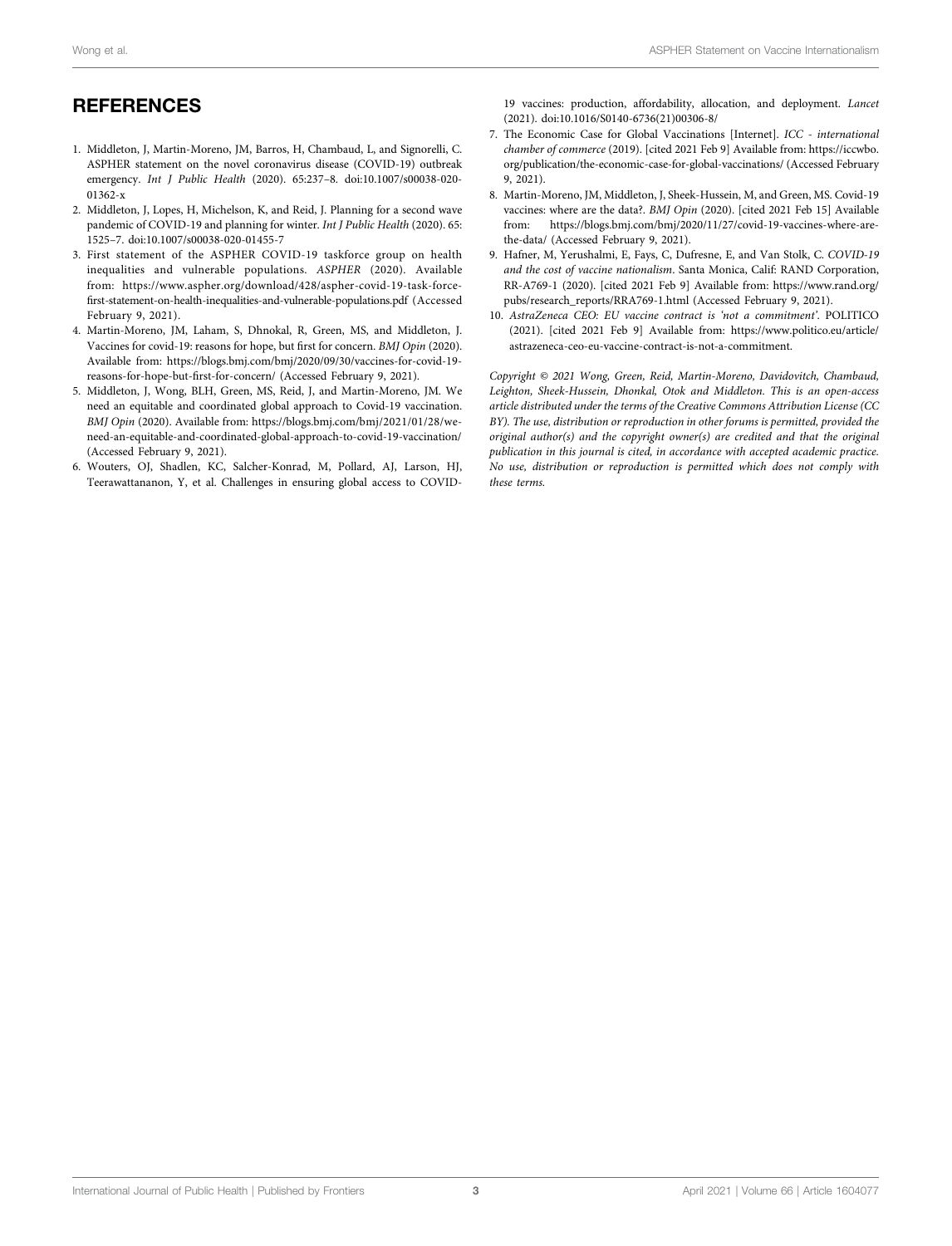## REFERENCES

1. Middleton, J, Martin-Moreno, JM, Barros, H, Chambaud, L, and Signorelli, C. ASPHER statement on the novel coronavirus disease (COVID-19) outbreak emergency. *Int J Public Health* (2020). 65:237–8. doi:10.1007/s00038-020-01362-x
2. Middleton, J, Lopes, H, Michelson, K, and Reid, J. Planning for a second wave pandemic of COVID-19 and planning for winter. *Int J Public Health* (2020). 65: 1525–7. doi:10.1007/s00038-020-01455-7
3. First statement of the ASPHER COVID-19 taskforce group on health inequalities and vulnerable populations. *ASPHER* (2020). Available from: https://www.aspher.org/download/428/aspher-covid-19-task-force-first-statement-on-health-inequalities-and-vulnerable-populations.pdf (Accessed February 9, 2021).
4. Martin-Moreno, JM, Laham, S, Dhnokal, R, Green, MS, and Middleton, J. Vaccines for covid-19: reasons for hope, but first for concern. *BMJ Opin* (2020). Available from: https://blogs.bmj.com/bmj/2020/09/30/vaccines-for-covid-19-reasons-for-hope-but-first-for-concern/ (Accessed February 9, 2021).
5. Middleton, J, Wong, BLH, Green, MS, Reid, J, and Martin-Moreno, JM. We need an equitable and coordinated global approach to Covid-19 vaccination. *BMJ Opin* (2020). Available from: https://blogs.bmj.com/bmj/2021/01/28/we-need-an-equitable-and-coordinated-global-approach-to-covid-19-vaccination/ (Accessed February 9, 2021).
6. Wouters, OJ, Shadlen, KC, Salcher-Konrad, M, Pollard, AJ, Larson, HJ, Teerawattananon, Y, et al. Challenges in ensuring global access to COVID-19 vaccines: production, affordability, allocation, and deployment. *Lancet* (2021). doi:10.1016/S0140-6736(21)00306-8/
7. The Economic Case for Global Vaccinations [Internet]. *ICC - international chamber of commerce* (2019). [cited 2021 Feb 9] Available from: https://iccwbo.org/publication/the-economic-case-for-global-vaccinations/ (Accessed February 9, 2021).
8. Martin-Moreno, JM, Middleton, J, Sheek-Hussein, M, and Green, MS. Covid-19 vaccines: where are the data?. *BMJ Opin* (2020). [cited 2021 Feb 15] Available from: https://blogs.bmj.com/bmj/2020/11/27/covid-19-vaccines-where-are-the-data/ (Accessed February 9, 2021).
9. Hafner, M, Yerushalmi, E, Fays, C, Dufresne, E, and Van Stolk, C. *COVID-19 and the cost of vaccine nationalism*. Santa Monica, Calif: RAND Corporation, RR-A769-1 (2020). [cited 2021 Feb 9] Available from: https://www.rand.org/pubs/research_reports/RRA769-1.html (Accessed February 9, 2021).
10. *AstraZeneca CEO: EU vaccine contract is 'not a commitment'*. POLITICO (2021). [cited 2021 Feb 9] Available from: https://www.politico.eu/article/astrazeneca-ceo-eu-vaccine-contract-is-not-a-commitment.

*Copyright © 2021 Wong, Green, Reid, Martin-Moreno, Davidovitch, Chambaud, Leighton, Sheek-Hussein, Dhonkal, Otok and Middleton. This is an open-access article distributed under the terms of the Creative Commons Attribution License (CC BY). The use, distribution or reproduction in other forums is permitted, provided the original author(s) and the copyright owner(s) are credited and that the original publication in this journal is cited, in accordance with accepted academic practice. No use, distribution or reproduction is permitted which does not comply with these terms.*